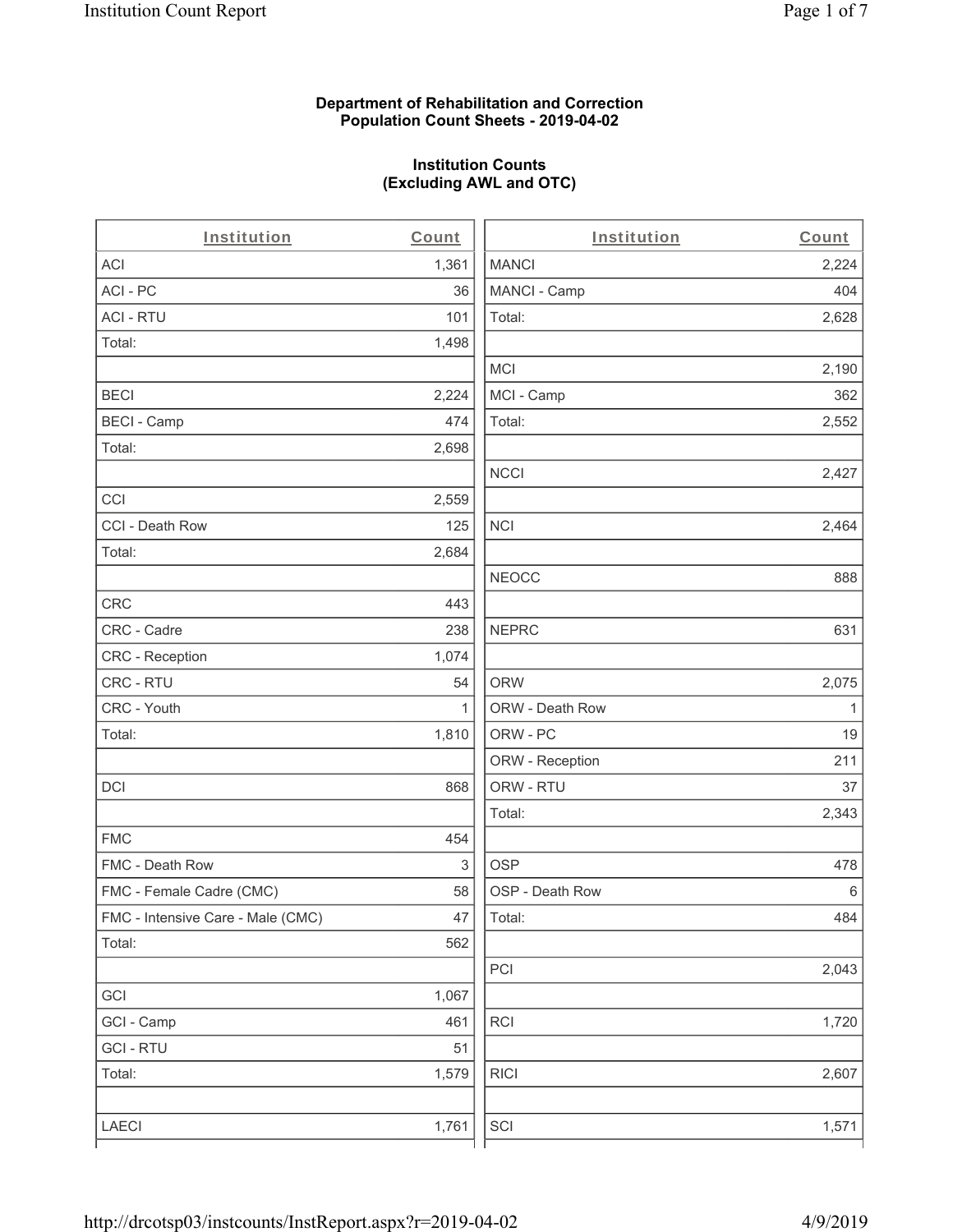**Department of Rehabilitation and Correction**
**Population Count Sheets - 2019-04-02**

**Institution Counts**
**(Excluding AWL and OTC)**

| Institution | Count |
|---|---|
| ACI | 1,361 |
| ACI - PC | 36 |
| ACI - RTU | 101 |
| Total: | 1,498 |
| | |
| BECI | 2,224 |
| BECI - Camp | 474 |
| Total: | 2,698 |
| | |
| CCI | 2,559 |
| CCI - Death Row | 125 |
| Total: | 2,684 |
| | |
| CRC | 443 |
| CRC - Cadre | 238 |
| CRC - Reception | 1,074 |
| CRC - RTU | 54 |
| CRC - Youth | 1 |
| Total: | 1,810 |
| | |
| DCI | 868 |
| | |
| FMC | 454 |
| FMC - Death Row | 3 |
| FMC - Female Cadre (CMC) | 58 |
| FMC - Intensive Care - Male (CMC) | 47 |
| Total: | 562 |
| | |
| GCI | 1,067 |
| GCI - Camp | 461 |
| GCI - RTU | 51 |
| Total: | 1,579 |
| | |
| LAECI | 1,761 |

| Institution | Count |
|---|---|
| MANCI | 2,224 |
| MANCI - Camp | 404 |
| Total: | 2,628 |
| | |
| MCI | 2,190 |
| MCI - Camp | 362 |
| Total: | 2,552 |
| | |
| NCCI | 2,427 |
| | |
| NCI | 2,464 |
| | |
| NEOCC | 888 |
| | |
| NEPRC | 631 |
| | |
| ORW | 2,075 |
| ORW - Death Row | 1 |
| ORW - PC | 19 |
| ORW - Reception | 211 |
| ORW - RTU | 37 |
| Total: | 2,343 |
| | |
| OSP | 478 |
| OSP - Death Row | 6 |
| Total: | 484 |
| | |
| PCI | 2,043 |
| | |
| RCI | 1,720 |
| | |
| RICI | 2,607 |
| | |
| SCI | 1,571 |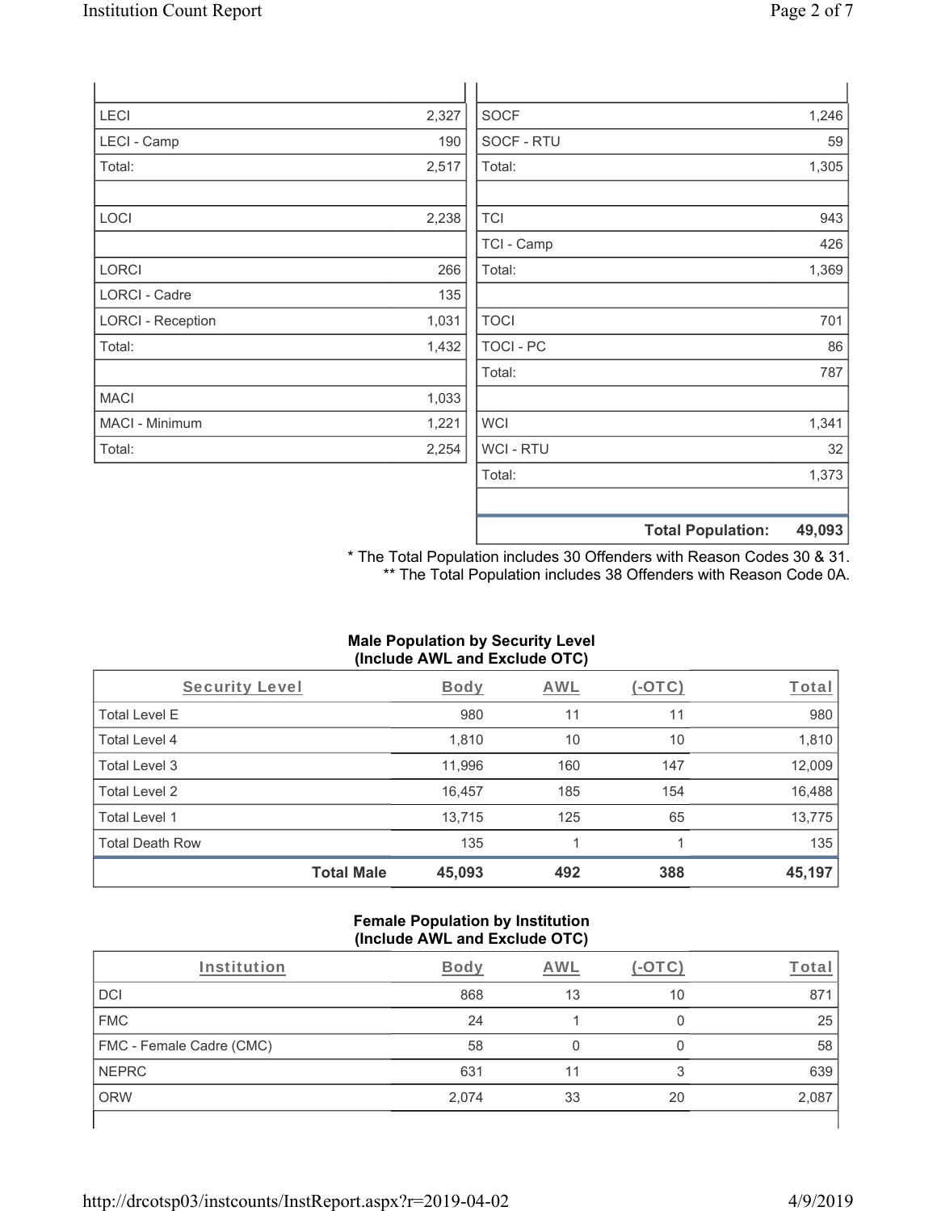| | |
|---|---|
| LECI | 2,327 |
| LECI - Camp | 190 |
| Total: | 2,517 |
| | |
| LOCI | 2,238 |
| | |
| LORCI | 266 |
| LORCI - Cadre | 135 |
| LORCI - Reception | 1,031 |
| Total: | 1,432 |
| | |
| MACI | 1,033 |
| MACI - Minimum | 1,221 |
| Total: | 2,254 |

| | |
|---|---|
| SOCF | 1,246 |
| SOCF - RTU | 59 |
| Total: | 1,305 |
| | |
| TCI | 943 |
| TCI - Camp | 426 |
| Total: | 1,369 |
| | |
| TOCI | 701 |
| TOCI - PC | 86 |
| Total: | 787 |
| | |
| WCI | 1,341 |
| WCI - RTU | 32 |
| Total: | 1,373 |
| | |
| **Total Population:** | **49,093** |

\* The Total Population includes 30 Offenders with Reason Codes 30 & 31.
\*\* The Total Population includes 38 Offenders with Reason Code 0A.

**Male Population by Security Level (Include AWL and Exclude OTC)**

| Security Level | Body | AWL | (-OTC) | Total |
|---|---|---|---|---|
| Total Level E | 980 | 11 | 11 | 980 |
| Total Level 4 | 1,810 | 10 | 10 | 1,810 |
| Total Level 3 | 11,996 | 160 | 147 | 12,009 |
| Total Level 2 | 16,457 | 185 | 154 | 16,488 |
| Total Level 1 | 13,715 | 125 | 65 | 13,775 |
| Total Death Row | 135 | 1 | 1 | 135 |
| **Total Male** | **45,093** | **492** | **388** | **45,197** |

**Female Population by Institution (Include AWL and Exclude OTC)**

| Institution | Body | AWL | (-OTC) | Total |
|---|---|---|---|---|
| DCI | 868 | 13 | 10 | 871 |
| FMC | 24 | 1 | 0 | 25 |
| FMC - Female Cadre (CMC) | 58 | 0 | 0 | 58 |
| NEPRC | 631 | 11 | 3 | 639 |
| ORW | 2,074 | 33 | 20 | 2,087 |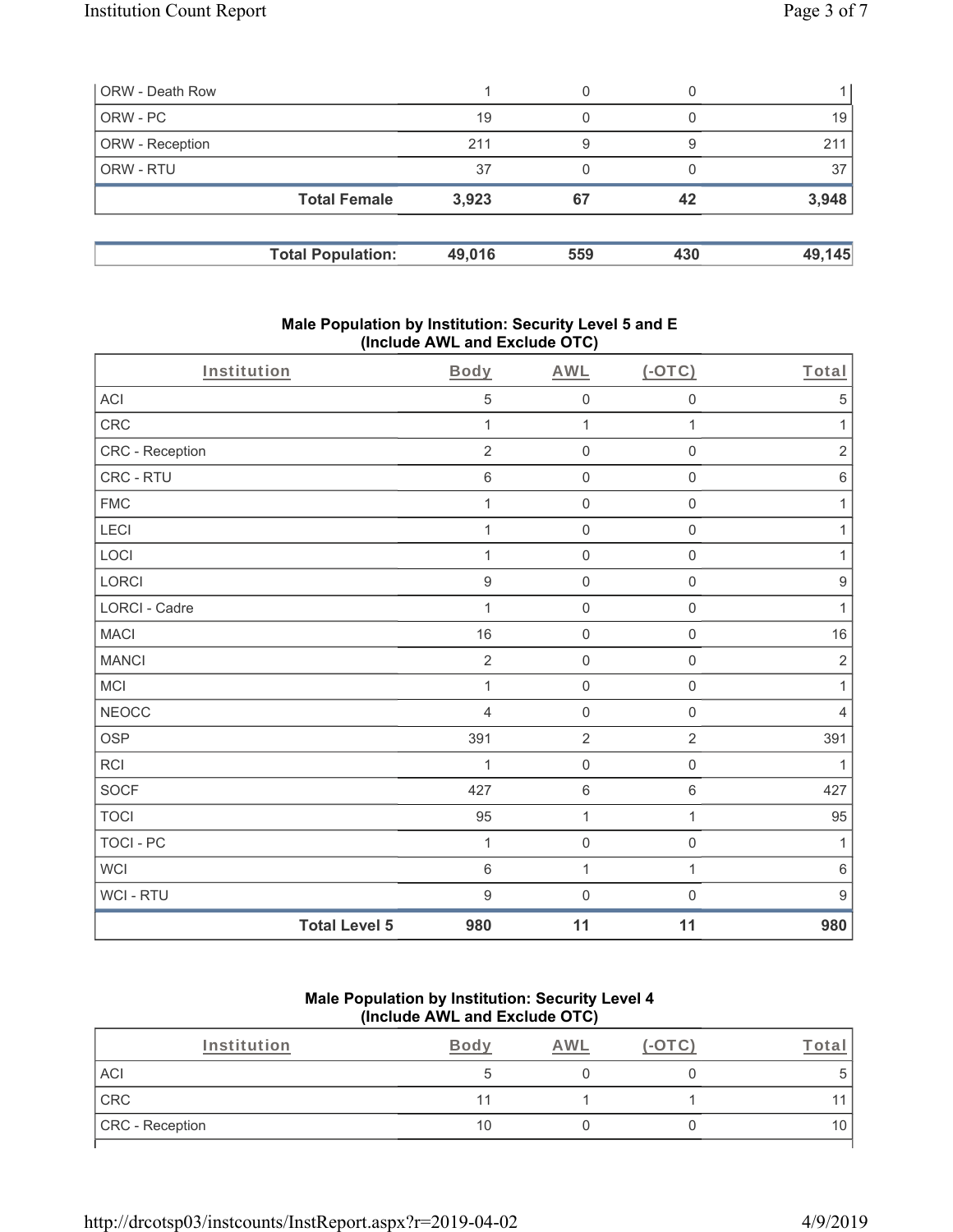| ORW - Death Row | 1 | 0 | 0 | 1 |
|---|---|---|---|---|
| ORW - PC | 19 | 0 | 0 | 19 |
| ORW - Reception | 211 | 9 | 9 | 211 |
| ORW - RTU | 37 | 0 | 0 | 37 |
| **Total Female** | **3,923** | **67** | **42** | **3,948** |

| **Total Population:** | **49,016** | **559** | **430** | **49,145** |
|---|---|---|---|---|

## Male Population by Institution: Security Level 5 and E (Include AWL and Exclude OTC)

| Institution | Body | AWL | (-OTC) | Total |
|---|---|---|---|---|
| ACI | 5 | 0 | 0 | 5 |
| CRC | 1 | 1 | 1 | 1 |
| CRC - Reception | 2 | 0 | 0 | 2 |
| CRC - RTU | 6 | 0 | 0 | 6 |
| FMC | 1 | 0 | 0 | 1 |
| LECI | 1 | 0 | 0 | 1 |
| LOCI | 1 | 0 | 0 | 1 |
| LORCI | 9 | 0 | 0 | 9 |
| LORCI - Cadre | 1 | 0 | 0 | 1 |
| MACI | 16 | 0 | 0 | 16 |
| MANCI | 2 | 0 | 0 | 2 |
| MCI | 1 | 0 | 0 | 1 |
| NEOCC | 4 | 0 | 0 | 4 |
| OSP | 391 | 2 | 2 | 391 |
| RCI | 1 | 0 | 0 | 1 |
| SOCF | 427 | 6 | 6 | 427 |
| TOCI | 95 | 1 | 1 | 95 |
| TOCI - PC | 1 | 0 | 0 | 1 |
| WCI | 6 | 1 | 1 | 6 |
| WCI - RTU | 9 | 0 | 0 | 9 |
| **Total Level 5** | **980** | **11** | **11** | **980** |

## Male Population by Institution: Security Level 4 (Include AWL and Exclude OTC)

| Institution | Body | AWL | (-OTC) | Total |
|---|---|---|---|---|
| ACI | 5 | 0 | 0 | 5 |
| CRC | 11 | 1 | 1 | 11 |
| CRC - Reception | 10 | 0 | 0 | 10 |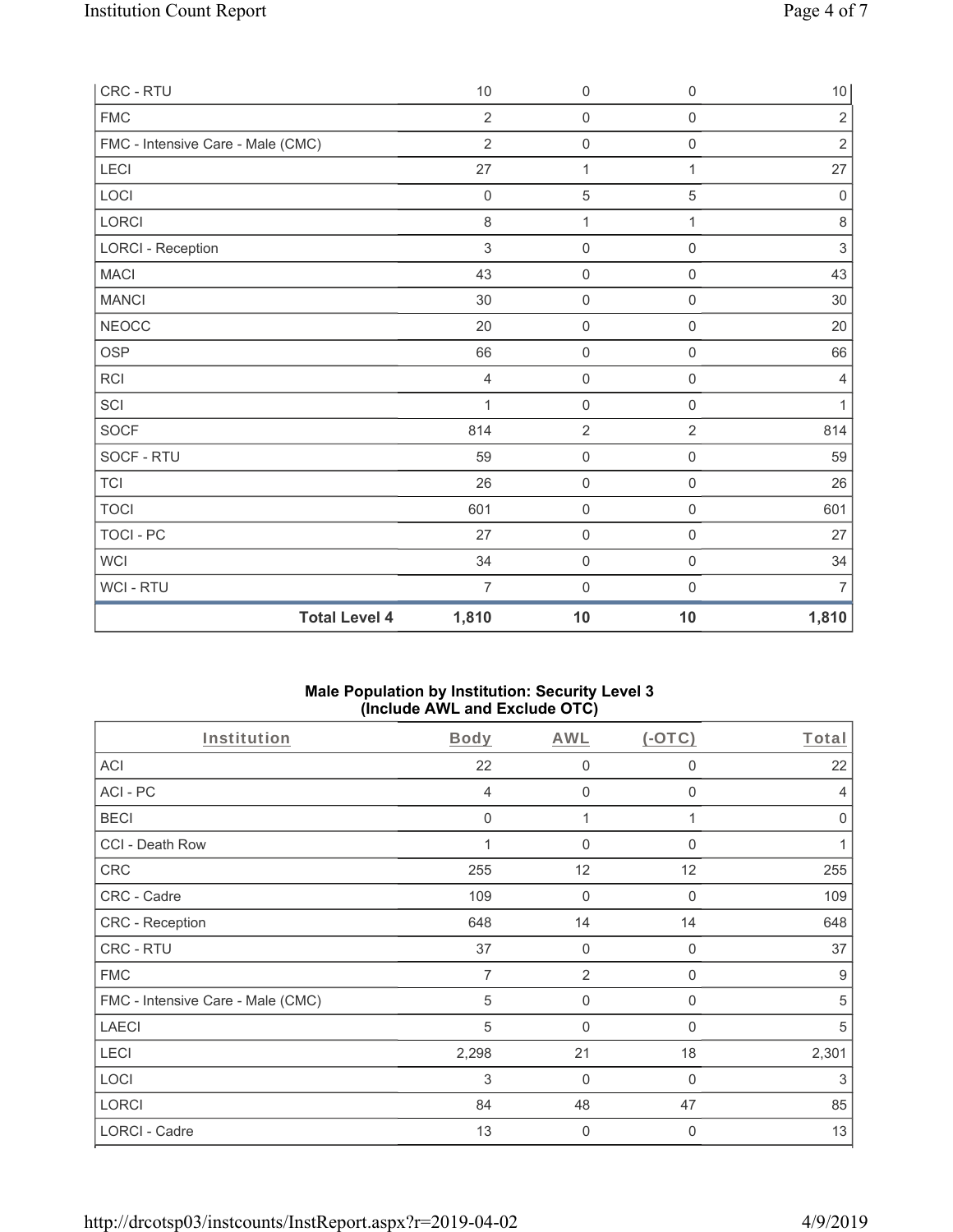| CRC - RTU | 10 | 0 | 0 | 10 |
|---|---|---|---|---|
| FMC | 2 | 0 | 0 | 2 |
| FMC - Intensive Care - Male (CMC) | 2 | 0 | 0 | 2 |
| LECI | 27 | 1 | 1 | 27 |
| LOCI | 0 | 5 | 5 | 0 |
| LORCI | 8 | 1 | 1 | 8 |
| LORCI - Reception | 3 | 0 | 0 | 3 |
| MACI | 43 | 0 | 0 | 43 |
| MANCI | 30 | 0 | 0 | 30 |
| NEOCC | 20 | 0 | 0 | 20 |
| OSP | 66 | 0 | 0 | 66 |
| RCI | 4 | 0 | 0 | 4 |
| SCI | 1 | 0 | 0 | 1 |
| SOCF | 814 | 2 | 2 | 814 |
| SOCF - RTU | 59 | 0 | 0 | 59 |
| TCI | 26 | 0 | 0 | 26 |
| TOCI | 601 | 0 | 0 | 601 |
| TOCI - PC | 27 | 0 | 0 | 27 |
| WCI | 34 | 0 | 0 | 34 |
| WCI - RTU | 7 | 0 | 0 | 7 |
| **Total Level 4** | **1,810** | **10** | **10** | **1,810** |

**Male Population by Institution: Security Level 3**
**(Include AWL and Exclude OTC)**

| Institution | Body | AWL | (-OTC) | Total |
|---|---|---|---|---|
| ACI | 22 | 0 | 0 | 22 |
| ACI - PC | 4 | 0 | 0 | 4 |
| BECI | 0 | 1 | 1 | 0 |
| CCI - Death Row | 1 | 0 | 0 | 1 |
| CRC | 255 | 12 | 12 | 255 |
| CRC - Cadre | 109 | 0 | 0 | 109 |
| CRC - Reception | 648 | 14 | 14 | 648 |
| CRC - RTU | 37 | 0 | 0 | 37 |
| FMC | 7 | 2 | 0 | 9 |
| FMC - Intensive Care - Male (CMC) | 5 | 0 | 0 | 5 |
| LAECI | 5 | 0 | 0 | 5 |
| LECI | 2,298 | 21 | 18 | 2,301 |
| LOCI | 3 | 0 | 0 | 3 |
| LORCI | 84 | 48 | 47 | 85 |
| LORCI - Cadre | 13 | 0 | 0 | 13 |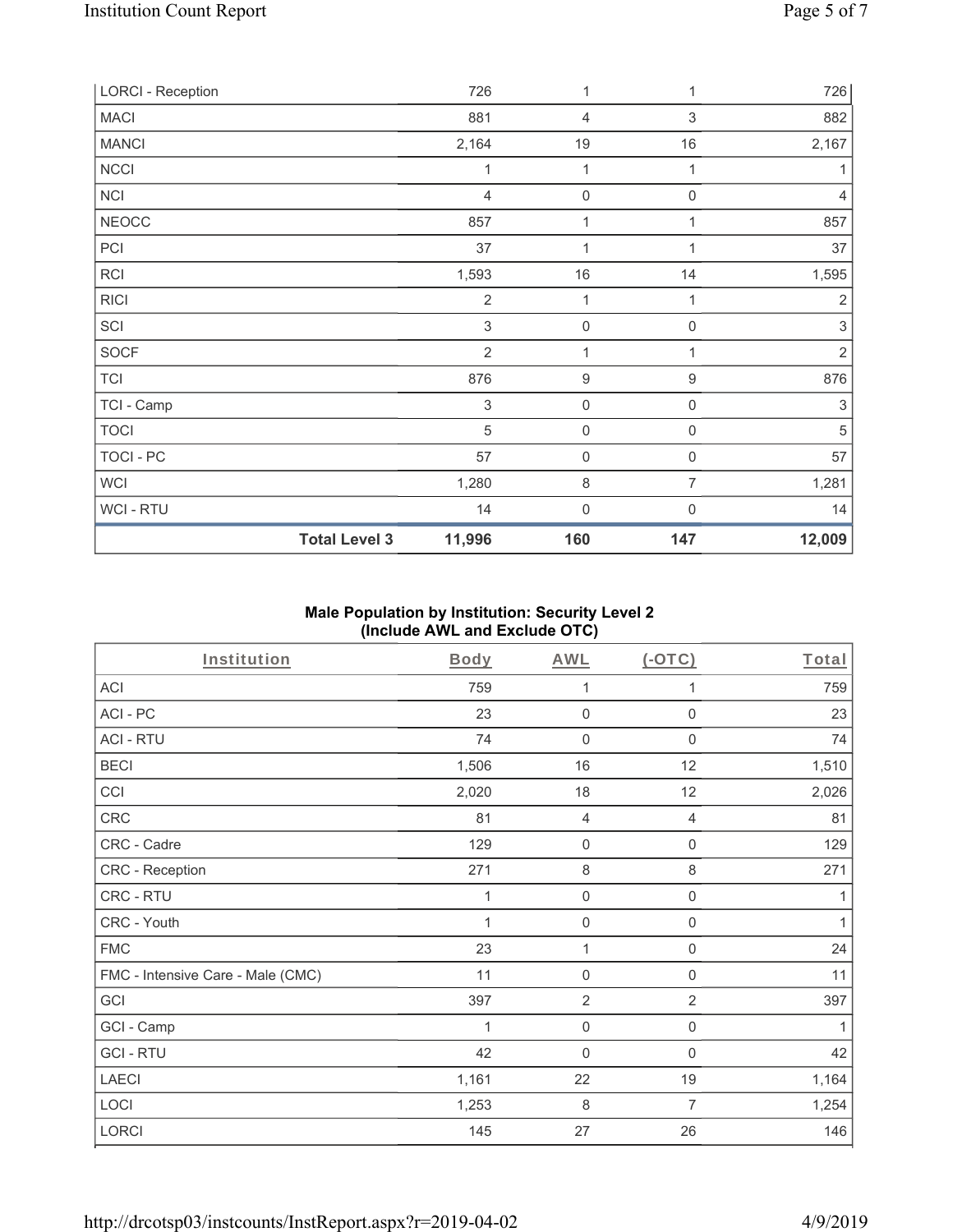| | | | | |
|---|---|---|---|---|
| LORCI - Reception | 726 | 1 | 1 | 726 |
| MACI | 881 | 4 | 3 | 882 |
| MANCI | 2,164 | 19 | 16 | 2,167 |
| NCCI | 1 | 1 | 1 | 1 |
| NCI | 4 | 0 | 0 | 4 |
| NEOCC | 857 | 1 | 1 | 857 |
| PCI | 37 | 1 | 1 | 37 |
| RCI | 1,593 | 16 | 14 | 1,595 |
| RICI | 2 | 1 | 1 | 2 |
| SCI | 3 | 0 | 0 | 3 |
| SOCF | 2 | 1 | 1 | 2 |
| TCI | 876 | 9 | 9 | 876 |
| TCI - Camp | 3 | 0 | 0 | 3 |
| TOCI | 5 | 0 | 0 | 5 |
| TOCI - PC | 57 | 0 | 0 | 57 |
| WCI | 1,280 | 8 | 7 | 1,281 |
| WCI - RTU | 14 | 0 | 0 | 14 |
| **Total Level 3** | **11,996** | **160** | **147** | **12,009** |

**Male Population by Institution: Security Level 2**
**(Include AWL and Exclude OTC)**

| Institution | Body | AWL | (-OTC) | Total |
|---|---|---|---|---|
| ACI | 759 | 1 | 1 | 759 |
| ACI - PC | 23 | 0 | 0 | 23 |
| ACI - RTU | 74 | 0 | 0 | 74 |
| BECI | 1,506 | 16 | 12 | 1,510 |
| CCI | 2,020 | 18 | 12 | 2,026 |
| CRC | 81 | 4 | 4 | 81 |
| CRC - Cadre | 129 | 0 | 0 | 129 |
| CRC - Reception | 271 | 8 | 8 | 271 |
| CRC - RTU | 1 | 0 | 0 | 1 |
| CRC - Youth | 1 | 0 | 0 | 1 |
| FMC | 23 | 1 | 0 | 24 |
| FMC - Intensive Care - Male (CMC) | 11 | 0 | 0 | 11 |
| GCI | 397 | 2 | 2 | 397 |
| GCI - Camp | 1 | 0 | 0 | 1 |
| GCI - RTU | 42 | 0 | 0 | 42 |
| LAECI | 1,161 | 22 | 19 | 1,164 |
| LOCI | 1,253 | 8 | 7 | 1,254 |
| LORCI | 145 | 27 | 26 | 146 |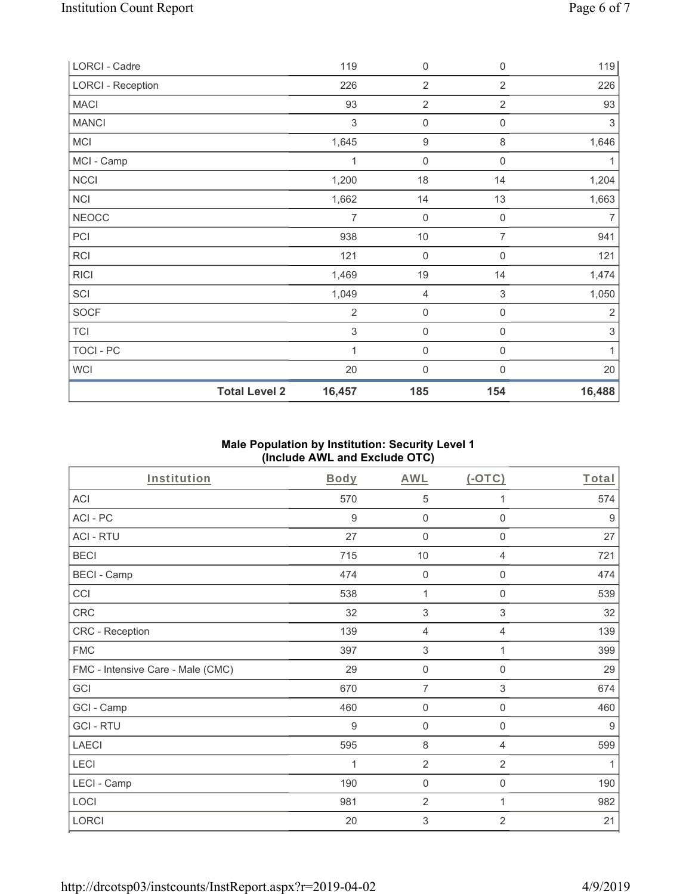| LORCI - Cadre | 119 | 0 | 0 | 119 |
|---|---|---|---|---|
| LORCI - Reception | 226 | 2 | 2 | 226 |
| MACI | 93 | 2 | 2 | 93 |
| MANCI | 3 | 0 | 0 | 3 |
| MCI | 1,645 | 9 | 8 | 1,646 |
| MCI - Camp | 1 | 0 | 0 | 1 |
| NCCI | 1,200 | 18 | 14 | 1,204 |
| NCI | 1,662 | 14 | 13 | 1,663 |
| NEOCC | 7 | 0 | 0 | 7 |
| PCI | 938 | 10 | 7 | 941 |
| RCI | 121 | 0 | 0 | 121 |
| RICI | 1,469 | 19 | 14 | 1,474 |
| SCI | 1,049 | 4 | 3 | 1,050 |
| SOCF | 2 | 0 | 0 | 2 |
| TCI | 3 | 0 | 0 | 3 |
| TOCI - PC | 1 | 0 | 0 | 1 |
| WCI | 20 | 0 | 0 | 20 |
| **Total Level 2** | **16,457** | **185** | **154** | **16,488** |

**Male Population by Institution: Security Level 1 (Include AWL and Exclude OTC)**

| Institution | Body | AWL | (-OTC) | Total |
|---|---|---|---|---|
| ACI | 570 | 5 | 1 | 574 |
| ACI - PC | 9 | 0 | 0 | 9 |
| ACI - RTU | 27 | 0 | 0 | 27 |
| BECI | 715 | 10 | 4 | 721 |
| BECI - Camp | 474 | 0 | 0 | 474 |
| CCI | 538 | 1 | 0 | 539 |
| CRC | 32 | 3 | 3 | 32 |
| CRC - Reception | 139 | 4 | 4 | 139 |
| FMC | 397 | 3 | 1 | 399 |
| FMC - Intensive Care - Male (CMC) | 29 | 0 | 0 | 29 |
| GCI | 670 | 7 | 3 | 674 |
| GCI - Camp | 460 | 0 | 0 | 460 |
| GCI - RTU | 9 | 0 | 0 | 9 |
| LAECI | 595 | 8 | 4 | 599 |
| LECI | 1 | 2 | 2 | 1 |
| LECI - Camp | 190 | 0 | 0 | 190 |
| LOCI | 981 | 2 | 1 | 982 |
| LORCI | 20 | 3 | 2 | 21 |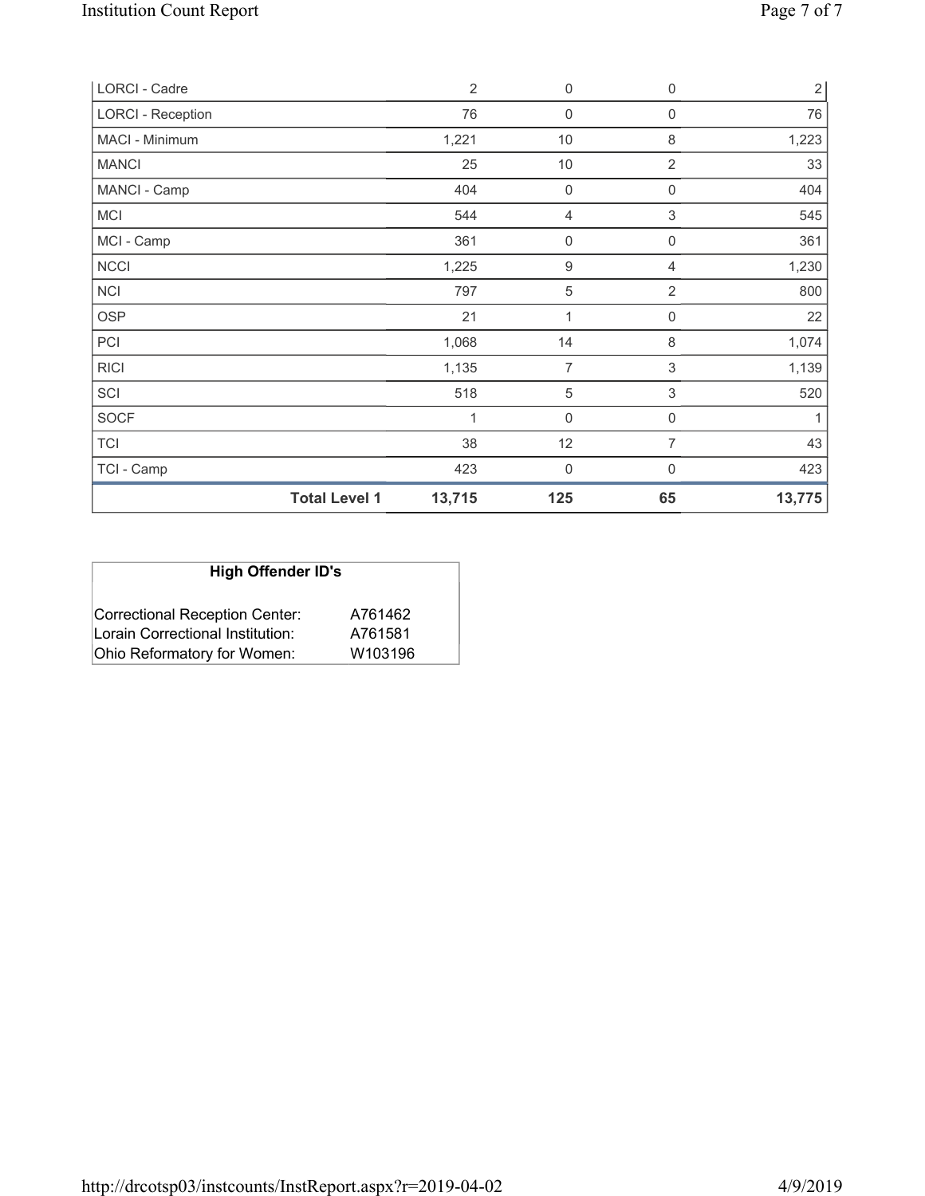| | | | | |
|---|---|---|---|---|
| LORCI - Cadre | 2 | 0 | 0 | 2 |
| LORCI - Reception | 76 | 0 | 0 | 76 |
| MACI - Minimum | 1,221 | 10 | 8 | 1,223 |
| MANCI | 25 | 10 | 2 | 33 |
| MANCI - Camp | 404 | 0 | 0 | 404 |
| MCI | 544 | 4 | 3 | 545 |
| MCI - Camp | 361 | 0 | 0 | 361 |
| NCCI | 1,225 | 9 | 4 | 1,230 |
| NCI | 797 | 5 | 2 | 800 |
| OSP | 21 | 1 | 0 | 22 |
| PCI | 1,068 | 14 | 8 | 1,074 |
| RICI | 1,135 | 7 | 3 | 1,139 |
| SCI | 518 | 5 | 3 | 520 |
| SOCF | 1 | 0 | 0 | 1 |
| TCI | 38 | 12 | 7 | 43 |
| TCI - Camp | 423 | 0 | 0 | 423 |
| **Total Level 1** | **13,715** | **125** | **65** | **13,775** |

| High Offender ID's | |
|---|---|
| Correctional Reception Center: | A761462 |
| Lorain Correctional Institution: | A761581 |
| Ohio Reformatory for Women: | W103196 |